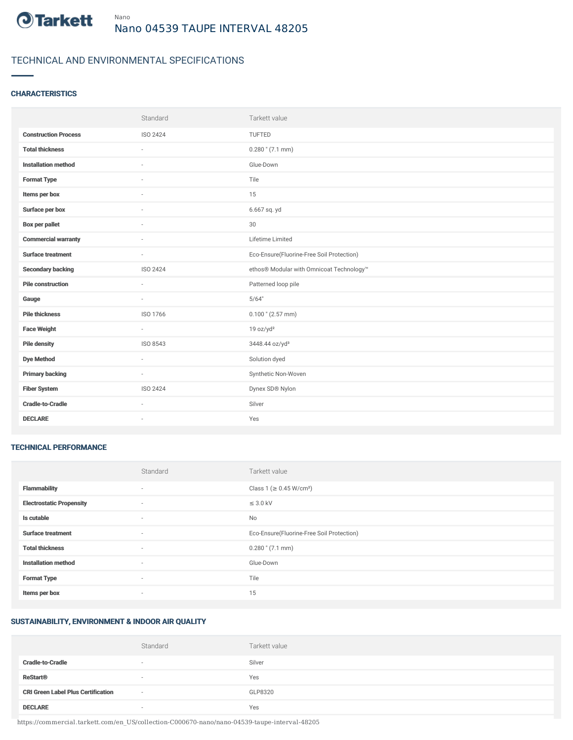Nano

# Nano 04539 TAUPE INTERVAL 48205

## TECHNICAL AND ENVIRONMENTAL SPECIFICATIONS

### CHARACTERISTICS

| | Standard | Tarkett value |
|---|---|---|
| **Construction Process** | ISO 2424 | TUFTED |
| **Total thickness** | - | 0.280 " (7.1 mm) |
| **Installation method** | - | Glue-Down |
| **Format Type** | - | Tile |
| **Items per box** | - | 15 |
| **Surface per box** | - | 6.667 sq. yd |
| **Box per pallet** | - | 30 |
| **Commercial warranty** | - | Lifetime Limited |
| **Surface treatment** | - | Eco-Ensure(Fluorine-Free Soil Protection) |
| **Secondary backing** | ISO 2424 | ethos® Modular with Omnicoat Technology™ |
| **Pile construction** | - | Patterned loop pile |
| **Gauge** | - | 5/64" |
| **Pile thickness** | ISO 1766 | 0.100 " (2.57 mm) |
| **Face Weight** | - | 19 oz/yd² |
| **Pile density** | ISO 8543 | 3448.44 oz/yd³ |
| **Dye Method** | - | Solution dyed |
| **Primary backing** | - | Synthetic Non-Woven |
| **Fiber System** | ISO 2424 | Dynex SD® Nylon |
| **Cradle-to-Cradle** | - | Silver |
| **DECLARE** | - | Yes |

### TECHNICAL PERFORMANCE

| | Standard | Tarkett value |
|---|---|---|
| **Flammability** | - | Class 1 (≥ 0.45 W/cm²) |
| **Electrostatic Propensity** | - | ≤ 3.0 kV |
| **Is cutable** | - | No |
| **Surface treatment** | - | Eco-Ensure(Fluorine-Free Soil Protection) |
| **Total thickness** | - | 0.280 " (7.1 mm) |
| **Installation method** | - | Glue-Down |
| **Format Type** | - | Tile |
| **Items per box** | - | 15 |

### SUSTAINABILITY, ENVIRONMENT & INDOOR AIR QUALITY

| | Standard | Tarkett value |
|---|---|---|
| **Cradle-to-Cradle** | - | Silver |
| **ReStart®** | - | Yes |
| **CRI Green Label Plus Certification** | - | GLP8320 |
| **DECLARE** | - | Yes |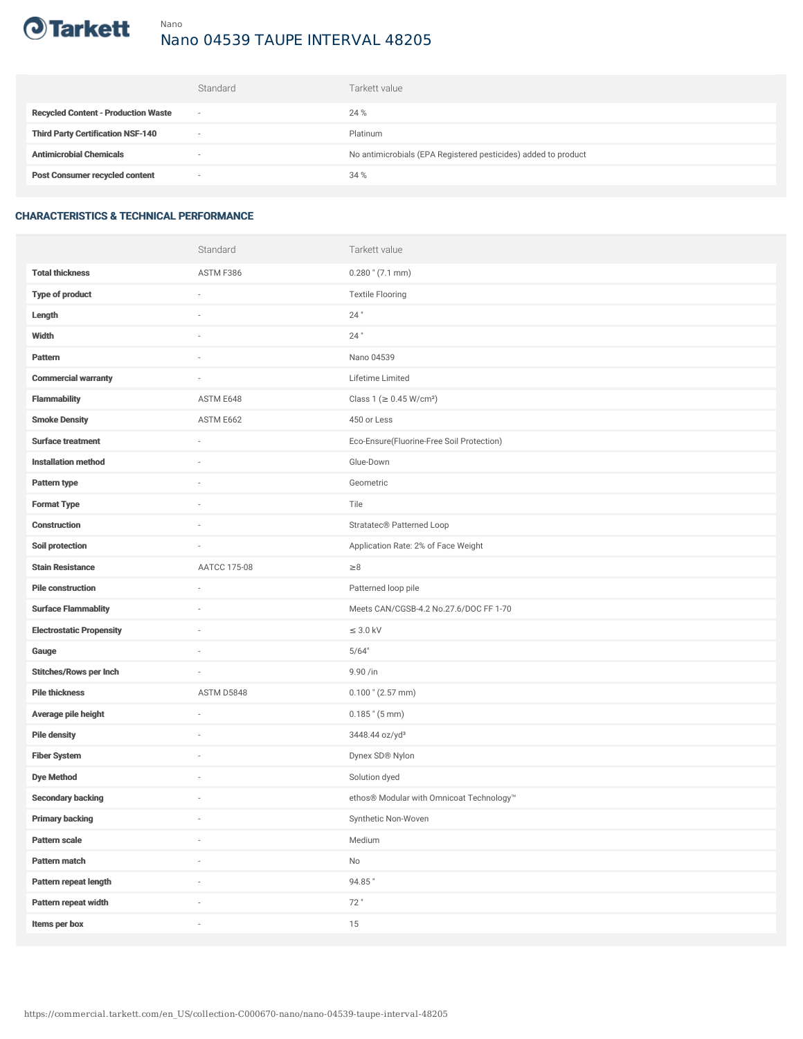Nano

# Nano 04539 TAUPE INTERVAL 48205

| | Standard | Tarkett value |
|---|---|---|
| **Recycled Content - Production Waste** | - | 24 % |
| **Third Party Certification NSF-140** | - | Platinum |
| **Antimicrobial Chemicals** | - | No antimicrobials (EPA Registered pesticides) added to product |
| **Post Consumer recycled content** | - | 34 % |

## CHARACTERISTICS & TECHNICAL PERFORMANCE

| | Standard | Tarkett value |
|---|---|---|
| **Total thickness** | ASTM F386 | 0.280 " (7.1 mm) |
| **Type of product** | - | Textile Flooring |
| **Length** | - | 24 " |
| **Width** | - | 24 " |
| **Pattern** | - | Nano 04539 |
| **Commercial warranty** | - | Lifetime Limited |
| **Flammability** | ASTM E648 | Class 1 (≥ 0.45 W/cm²) |
| **Smoke Density** | ASTM E662 | 450 or Less |
| **Surface treatment** | - | Eco-Ensure(Fluorine-Free Soil Protection) |
| **Installation method** | - | Glue-Down |
| **Pattern type** | - | Geometric |
| **Format Type** | - | Tile |
| **Construction** | - | Stratatec® Patterned Loop |
| **Soil protection** | - | Application Rate: 2% of Face Weight |
| **Stain Resistance** | AATCC 175-08 | ≥8 |
| **Pile construction** | - | Patterned loop pile |
| **Surface Flammablity** | - | Meets CAN/CGSB-4.2 No.27.6/DOC FF 1-70 |
| **Electrostatic Propensity** | - | ≤ 3.0 kV |
| **Gauge** | - | 5/64" |
| **Stitches/Rows per Inch** | - | 9.90 /in |
| **Pile thickness** | ASTM D5848 | 0.100 " (2.57 mm) |
| **Average pile height** | - | 0.185 " (5 mm) |
| **Pile density** | - | 3448.44 oz/yd³ |
| **Fiber System** | - | Dynex SD® Nylon |
| **Dye Method** | - | Solution dyed |
| **Secondary backing** | - | ethos® Modular with Omnicoat Technology™ |
| **Primary backing** | - | Synthetic Non-Woven |
| **Pattern scale** | - | Medium |
| **Pattern match** | - | No |
| **Pattern repeat length** | - | 94.85 " |
| **Pattern repeat width** | - | 72 " |
| **Items per box** | - | 15 |

https://commercial.tarkett.com/en_US/collection-C000670-nano/nano-04539-taupe-interval-48205